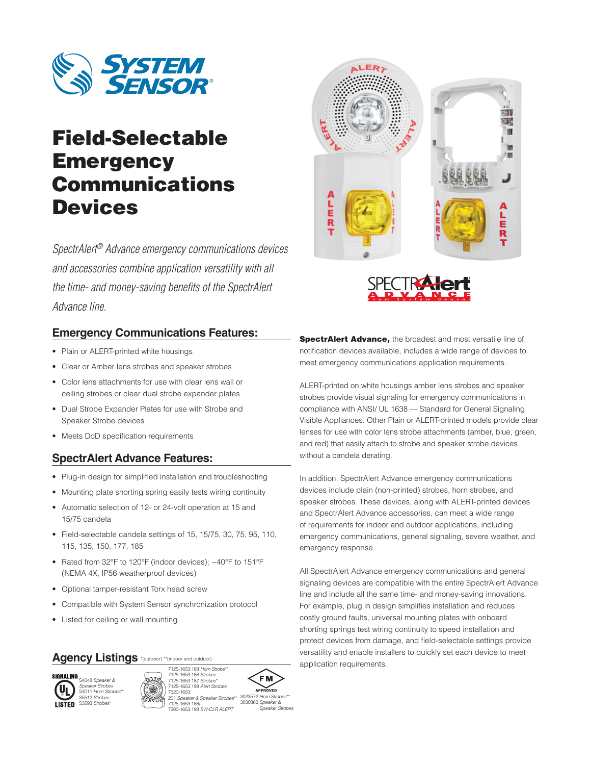# Field-Selectable Emergency Communications Devices

*SpectrAlert® Advance emergency communications devices and accessories combine application versatility with all the time- and money-saving benefits of the SpectrAlert Advance line.*

## Emergency Communications Features:

- Plain or ALERT-printed white housings
- Clear or Amber lens strobes and speaker strobes
- Color lens attachments for use with clear lens wall or ceiling strobes or clear dual strobe expander plates
- Dual Strobe Expander Plates for use with Strobe and Speaker Strobe devices
- Meets DoD specification requirements

## SpectrAlert Advance Features:

- Plug-in design for simplified installation and troubleshooting
- Mounting plate shorting spring easily tests wiring continuity
- Automatic selection of 12- or 24-volt operation at 15 and 15/75 candela
- Field-selectable candela settings of 15, 15/75, 30, 75, 95, 110, 115, 135, 150, 177, 185
- Rated from 32°F to 120°F (indoor devices); −40°F to 151°F (NEMA 4X, IP56 weatherproof devices)
- Optional tamper-resistant Torx head screw
- Compatible with System Sensor synchronization protocol
- Listed for ceiling or wall mounting

## Agency Listings

*(outdoor) **(indoor and outdoor)

UL Signaling Listed: S4048 *Speaker & Speaker Strobes*; S4011 *Horn Strobes***; S5512 *Strobes*; S3593 *Strobes**

CSFM: 7125-1653:188 *Horn Strobe***; 7125-1653:186 *Strobes*; 7125-1653:187 *Strobes**; 7125-1653:198 *Alert Strobes*; 7320-1653:201 *Speaker & Speaker Strobes***; 7125-1653:186/7300-1653:198 *SW-CLR ALERT*

FM Approved: 3023572 *Horn Strobes***; 3030863 *Speaker & Speaker Strobes*

**SpectrAlert Advance,** the broadest and most versatile line of notification devices available, includes a wide range of devices to meet emergency communications application requirements.

ALERT-printed on white housings amber lens strobes and speaker strobes provide visual signaling for emergency communications in compliance with ANSI/ UL 1638 — Standard for General Signaling Visible Appliances. Other Plain or ALERT-printed models provide clear lenses for use with color lens strobe attachments (amber, blue, green, and red) that easily attach to strobe and speaker strobe devices without a candela derating.

In addition, SpectrAlert Advance emergency communications devices include plain (non-printed) strobes, horn strobes, and speaker strobes. These devices, along with ALERT-printed devices and SpectrAlert Advance accessories, can meet a wide range of requirements for indoor and outdoor applications, including emergency communications, general signaling, severe weather, and emergency response.

All SpectrAlert Advance emergency communications and general signaling devices are compatible with the entire SpectrAlert Advance line and include all the same time- and money-saving innovations. For example, plug in design simplifies installation and reduces costly ground faults, universal mounting plates with onboard shorting springs test wiring continuity to speed installation and protect devices from damage, and field-selectable settings provide versatility and enable installers to quickly set each device to meet application requirements.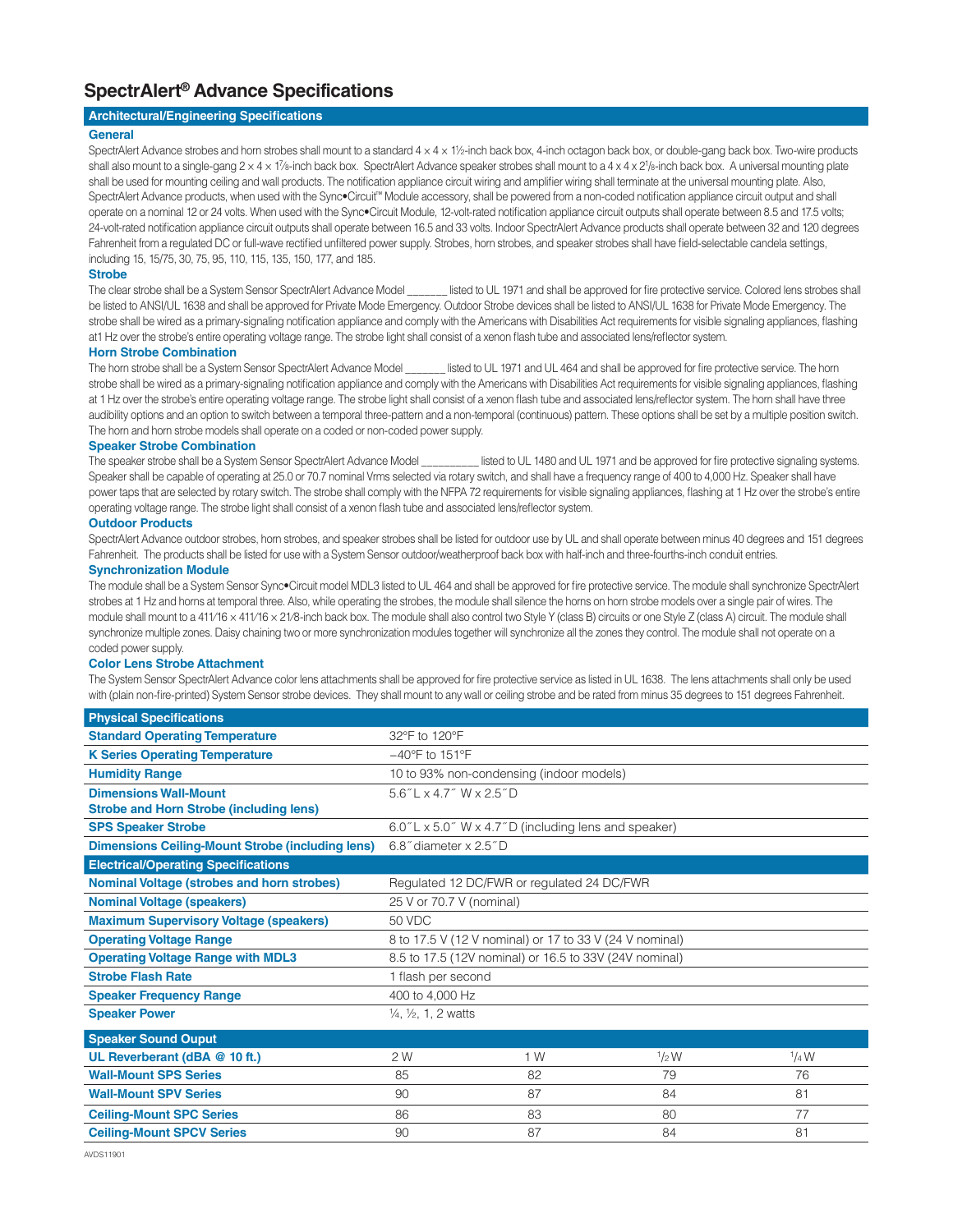# SpectrAlert® Advance Specifications

## Architectural/Engineering Specifications

### General

SpectrAlert Advance strobes and horn strobes shall mount to a standard 4 × 4 × 1½-inch back box, 4-inch octagon back box, or double-gang back box. Two-wire products shall also mount to a single-gang 2 × 4 × 1⅞-inch back box. SpectrAlert Advance speaker strobes shall mount to a 4 x 4 x 2⅛-inch back box. A universal mounting plate shall be used for mounting ceiling and wall products. The notification appliance circuit wiring and amplifier wiring shall terminate at the universal mounting plate. Also, SpectrAlert Advance products, when used with the Sync•Circuit™ Module accessory, shall be powered from a non-coded notification appliance circuit output and shall operate on a nominal 12 or 24 volts. When used with the Sync•Circuit Module, 12-volt-rated notification appliance circuit outputs shall operate between 8.5 and 17.5 volts; 24-volt-rated notification appliance circuit outputs shall operate between 16.5 and 33 volts. Indoor SpectrAlert Advance products shall operate between 32 and 120 degrees Fahrenheit from a regulated DC or full-wave rectified unfiltered power supply. Strobes, horn strobes, and speaker strobes shall have field-selectable candela settings, including 15, 15/75, 30, 75, 95, 110, 115, 135, 150, 177, and 185.

### Strobe

The clear strobe shall be a System Sensor SpectrAlert Advance Model _______ listed to UL 1971 and shall be approved for fire protective service. Colored lens strobes shall be listed to ANSI/UL 1638 and shall be approved for Private Mode Emergency. Outdoor Strobe devices shall be listed to ANSI/UL 1638 for Private Mode Emergency. The strobe shall be wired as a primary-signaling notification appliance and comply with the Americans with Disabilities Act requirements for visible signaling appliances, flashing at1 Hz over the strobe's entire operating voltage range. The strobe light shall consist of a xenon flash tube and associated lens/reflector system.

### Horn Strobe Combination

The horn strobe shall be a System Sensor SpectrAlert Advance Model _______ listed to UL 1971 and UL 464 and shall be approved for fire protective service. The horn strobe shall be wired as a primary-signaling notification appliance and comply with the Americans with Disabilities Act requirements for visible signaling appliances, flashing at 1 Hz over the strobe's entire operating voltage range. The strobe light shall consist of a xenon flash tube and associated lens/reflector system. The horn shall have three audibility options and an option to switch between a temporal three-pattern and a non-temporal (continuous) pattern. These options shall be set by a multiple position switch. The horn and horn strobe models shall operate on a coded or non-coded power supply.

### Speaker Strobe Combination

The speaker strobe shall be a System Sensor SpectrAlert Advance Model __________ listed to UL 1480 and UL 1971 and be approved for fire protective signaling systems. Speaker shall be capable of operating at 25.0 or 70.7 nominal Vrms selected via rotary switch, and shall have a frequency range of 400 to 4,000 Hz. Speaker shall have power taps that are selected by rotary switch. The strobe shall comply with the NFPA 72 requirements for visible signaling appliances, flashing at 1 Hz over the strobe's entire operating voltage range. The strobe light shall consist of a xenon flash tube and associated lens/reflector system.

### Outdoor Products

SpectrAlert Advance outdoor strobes, horn strobes, and speaker strobes shall be listed for outdoor use by UL and shall operate between minus 40 degrees and 151 degrees Fahrenheit. The products shall be listed for use with a System Sensor outdoor/weatherproof back box with half-inch and three-fourths-inch conduit entries.

### Synchronization Module

The module shall be a System Sensor Sync•Circuit model MDL3 listed to UL 464 and shall be approved for fire protective service. The module shall synchronize SpectrAlert strobes at 1 Hz and horns at temporal three. Also, while operating the strobes, the module shall silence the horns on horn strobe models over a single pair of wires. The module shall mount to a 411⁄16 × 411⁄16 × 21⁄8-inch back box. The module shall also control two Style Y (class B) circuits or one Style Z (class A) circuit. The module shall synchronize multiple zones. Daisy chaining two or more synchronization modules together will synchronize all the zones they control. The module shall not operate on a coded power supply.

### Color Lens Strobe Attachment

The System Sensor SpectrAlert Advance color lens attachments shall be approved for fire protective service as listed in UL 1638. The lens attachments shall only be used with (plain non-fire-printed) System Sensor strobe devices. They shall mount to any wall or ceiling strobe and be rated from minus 35 degrees to 151 degrees Fahrenheit.

## Physical Specifications

| | |
|---|---|
| **Standard Operating Temperature** | 32°F to 120°F |
| **K Series Operating Temperature** | −40°F to 151°F |
| **Humidity Range** | 10 to 93% non-condensing (indoor models) |
| **Dimensions Wall-Mount Strobe and Horn Strobe (including lens)** | 5.6˝ L x 4.7˝ W x 2.5˝ D |
| **SPS Speaker Strobe** | 6.0˝ L x 5.0˝ W x 4.7˝ D (including lens and speaker) |
| **Dimensions Ceiling-Mount Strobe (including lens)** | 6.8˝ diameter x 2.5˝ D |

## Electrical/Operating Specifications

| | |
|---|---|
| **Nominal Voltage (strobes and horn strobes)** | Regulated 12 DC/FWR or regulated 24 DC/FWR |
| **Nominal Voltage (speakers)** | 25 V or 70.7 V (nominal) |
| **Maximum Supervisory Voltage (speakers)** | 50 VDC |
| **Operating Voltage Range** | 8 to 17.5 V (12 V nominal) or 17 to 33 V (24 V nominal) |
| **Operating Voltage Range with MDL3** | 8.5 to 17.5 (12V nominal) or 16.5 to 33V (24V nominal) |
| **Strobe Flash Rate** | 1 flash per second |
| **Speaker Frequency Range** | 400 to 4,000 Hz |
| **Speaker Power** | ¼, ½, 1, 2 watts |

## Speaker Sound Ouput

| UL Reverberant (dBA @ 10 ft.) | 2 W | 1 W | ½ W | ¼ W |
|---|---|---|---|---|
| **Wall-Mount SPS Series** | 85 | 82 | 79 | 76 |
| **Wall-Mount SPV Series** | 90 | 87 | 84 | 81 |
| **Ceiling-Mount SPC Series** | 86 | 83 | 80 | 77 |
| **Ceiling-Mount SPCV Series** | 90 | 87 | 84 | 81 |

AVDS11901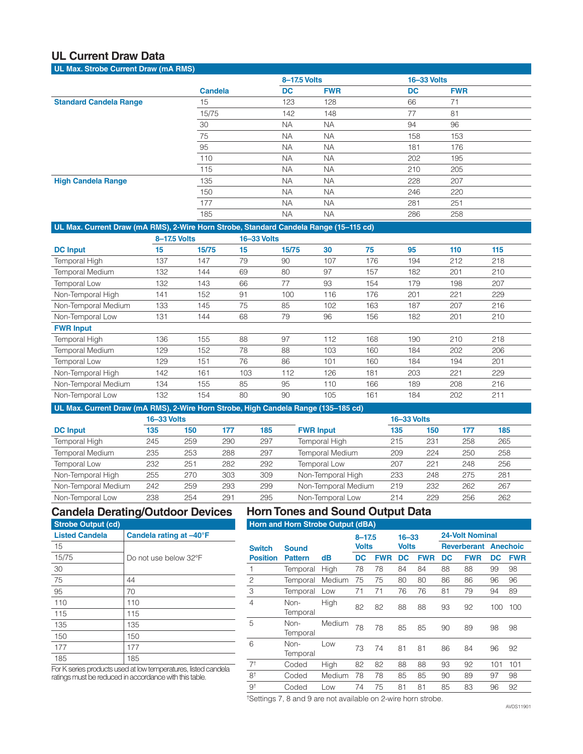## UL Current Draw Data

**UL Max. Strobe Current Draw (mA RMS)**

| | Candela | 8–17.5 Volts DC | 8–17.5 Volts FWR | 16–33 Volts DC | 16–33 Volts FWR |
|---|---|---|---|---|---|
| Standard Candela Range | 15 | 123 | 128 | 66 | 71 |
| | 15/75 | 142 | 148 | 77 | 81 |
| | 30 | NA | NA | 94 | 96 |
| | 75 | NA | NA | 158 | 153 |
| | 95 | NA | NA | 181 | 176 |
| | 110 | NA | NA | 202 | 195 |
| | 115 | NA | NA | 210 | 205 |
| High Candela Range | 135 | NA | NA | 228 | 207 |
| | 150 | NA | NA | 246 | 220 |
| | 177 | NA | NA | 281 | 251 |
| | 185 | NA | NA | 286 | 258 |

**UL Max. Current Draw (mA RMS), 2-Wire Horn Strobe, Standard Candela Range (15–115 cd)**

| | 8–17.5 Volts | | 16–33 Volts | | | | | | |
|---|---|---|---|---|---|---|---|---|---|
| **DC Input** | 15 | 15/75 | 15 | 15/75 | 30 | 75 | 95 | 110 | 115 |
| Temporal High | 137 | 147 | 79 | 90 | 107 | 176 | 194 | 212 | 218 |
| Temporal Medium | 132 | 144 | 69 | 80 | 97 | 157 | 182 | 201 | 210 |
| Temporal Low | 132 | 143 | 66 | 77 | 93 | 154 | 179 | 198 | 207 |
| Non-Temporal High | 141 | 152 | 91 | 100 | 116 | 176 | 201 | 221 | 229 |
| Non-Temporal Medium | 133 | 145 | 75 | 85 | 102 | 163 | 187 | 207 | 216 |
| Non-Temporal Low | 131 | 144 | 68 | 79 | 96 | 156 | 182 | 201 | 210 |
| **FWR Input** | | | | | | | | | |
| Temporal High | 136 | 155 | 88 | 97 | 112 | 168 | 190 | 210 | 218 |
| Temporal Medium | 129 | 152 | 78 | 88 | 103 | 160 | 184 | 202 | 206 |
| Temporal Low | 129 | 151 | 76 | 86 | 101 | 160 | 184 | 194 | 201 |
| Non-Temporal High | 142 | 161 | 103 | 112 | 126 | 181 | 203 | 221 | 229 |
| Non-Temporal Medium | 134 | 155 | 85 | 95 | 110 | 166 | 189 | 208 | 216 |
| Non-Temporal Low | 132 | 154 | 80 | 90 | 105 | 161 | 184 | 202 | 211 |

**UL Max. Current Draw (mA RMS), 2-Wire Horn Strobe, High Candela Range (135–185 cd)**

| | 16–33 Volts | | | | | 16–33 Volts | | | |
|---|---|---|---|---|---|---|---|---|---|
| **DC Input** | 135 | 150 | 177 | 185 | **FWR Input** | 135 | 150 | 177 | 185 |
| Temporal High | 245 | 259 | 290 | 297 | Temporal High | 215 | 231 | 258 | 265 |
| Temporal Medium | 235 | 253 | 288 | 297 | Temporal Medium | 209 | 224 | 250 | 258 |
| Temporal Low | 232 | 251 | 282 | 292 | Temporal Low | 207 | 221 | 248 | 256 |
| Non-Temporal High | 255 | 270 | 303 | 309 | Non-Temporal High | 233 | 248 | 275 | 281 |
| Non-Temporal Medium | 242 | 259 | 293 | 299 | Non-Temporal Medium | 219 | 232 | 262 | 267 |
| Non-Temporal Low | 238 | 254 | 291 | 295 | Non-Temporal Low | 214 | 229 | 256 | 262 |

## Candela Derating/Outdoor Devices

**Strobe Output (cd)**

| Listed Candela | Candela rating at –40°F |
|---|---|
| 15 | Do not use below 32°F |
| 15/75 | |
| 30 | |
| 75 | 44 |
| 95 | 70 |
| 110 | 110 |
| 115 | 115 |
| 135 | 135 |
| 150 | 150 |
| 177 | 177 |
| 185 | 185 |

For K series products used at low temperatures, listed candela ratings must be reduced in accordance with this table.

## Horn Tones and Sound Output Data

**Horn and Horn Strobe Output (dBA)**

| | | | 8–17.5 Volts | | 16–33 Volts | | 24-Volt Nominal | | | |
|---|---|---|---|---|---|---|---|---|---|---|
| | | | | | | | Reverberant | | Anechoic | |
| Switch Position | Sound Pattern | dB | DC | FWR | DC | FWR | DC | FWR | DC | FWR |
| 1 | Temporal | High | 78 | 78 | 84 | 84 | 88 | 88 | 99 | 98 |
| 2 | Temporal | Medium | 75 | 75 | 80 | 80 | 86 | 86 | 96 | 96 |
| 3 | Temporal | Low | 71 | 71 | 76 | 76 | 81 | 79 | 94 | 89 |
| 4 | Non-Temporal | High | 82 | 82 | 88 | 88 | 93 | 92 | 100 | 100 |
| 5 | Non-Temporal | Medium | 78 | 78 | 85 | 85 | 90 | 89 | 98 | 98 |
| 6 | Non-Temporal | Low | 73 | 74 | 81 | 81 | 86 | 84 | 96 | 92 |
| 7† | Coded | High | 82 | 82 | 88 | 88 | 93 | 92 | 101 | 101 |
| 8† | Coded | Medium | 78 | 78 | 85 | 85 | 90 | 89 | 97 | 98 |
| 9† | Coded | Low | 74 | 75 | 81 | 81 | 85 | 83 | 96 | 92 |

†Settings 7, 8 and 9 are not available on 2-wire horn strobe.

AVDS11901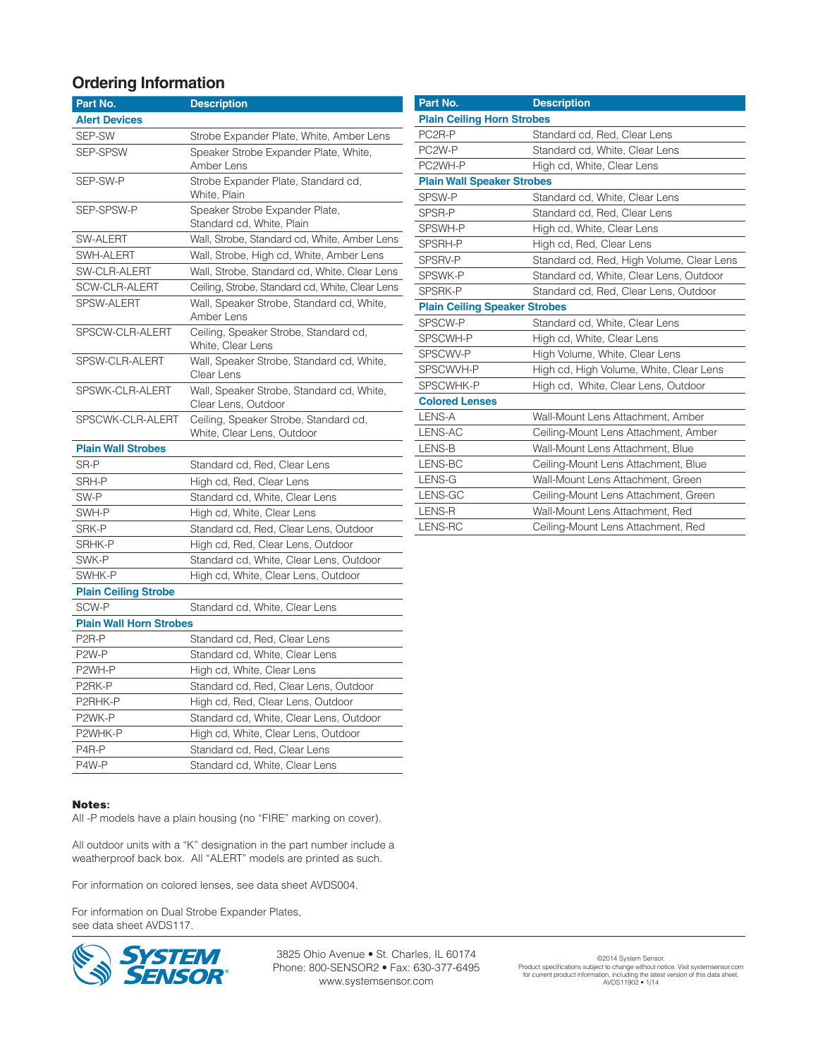## Ordering Information

| Part No. | Description |
|---|---|
| **Alert Devices** | |
| SEP-SW | Strobe Expander Plate, White, Amber Lens |
| SEP-SPSW | Speaker Strobe Expander Plate, White, Amber Lens |
| SEP-SW-P | Strobe Expander Plate, Standard cd, White, Plain |
| SEP-SPSW-P | Speaker Strobe Expander Plate, Standard cd, White, Plain |
| SW-ALERT | Wall, Strobe, Standard cd, White, Amber Lens |
| SWH-ALERT | Wall, Strobe, High cd, White, Amber Lens |
| SW-CLR-ALERT | Wall, Strobe, Standard cd, White, Clear Lens |
| SCW-CLR-ALERT | Ceiling, Strobe, Standard cd, White, Clear Lens |
| SPSW-ALERT | Wall, Speaker Strobe, Standard cd, White, Amber Lens |
| SPSCW-CLR-ALERT | Ceiling, Speaker Strobe, Standard cd, White, Clear Lens |
| SPSW-CLR-ALERT | Wall, Speaker Strobe, Standard cd, White, Clear Lens |
| SPSWK-CLR-ALERT | Wall, Speaker Strobe, Standard cd, White, Clear Lens, Outdoor |
| SPSCWK-CLR-ALERT | Ceiling, Speaker Strobe, Standard cd, White, Clear Lens, Outdoor |
| **Plain Wall Strobes** | |
| SR-P | Standard cd, Red, Clear Lens |
| SRH-P | High cd, Red, Clear Lens |
| SW-P | Standard cd, White, Clear Lens |
| SWH-P | High cd, White, Clear Lens |
| SRK-P | Standard cd, Red, Clear Lens, Outdoor |
| SRHK-P | High cd, Red, Clear Lens, Outdoor |
| SWK-P | Standard cd, White, Clear Lens, Outdoor |
| SWHK-P | High cd, White, Clear Lens, Outdoor |
| **Plain Ceiling Strobe** | |
| SCW-P | Standard cd, White, Clear Lens |
| **Plain Wall Horn Strobes** | |
| P2R-P | Standard cd, Red, Clear Lens |
| P2W-P | Standard cd, White, Clear Lens |
| P2WH-P | High cd, White, Clear Lens |
| P2RK-P | Standard cd, Red, Clear Lens, Outdoor |
| P2RHK-P | High cd, Red, Clear Lens, Outdoor |
| P2WK-P | Standard cd, White, Clear Lens, Outdoor |
| P2WHK-P | High cd, White, Clear Lens, Outdoor |
| P4R-P | Standard cd, Red, Clear Lens |
| P4W-P | Standard cd, White, Clear Lens |

| Part No. | Description |
|---|---|
| **Plain Ceiling Horn Strobes** | |
| PC2R-P | Standard cd, Red, Clear Lens |
| PC2W-P | Standard cd, White, Clear Lens |
| PC2WH-P | High cd, White, Clear Lens |
| **Plain Wall Speaker Strobes** | |
| SPSW-P | Standard cd, White, Clear Lens |
| SPSR-P | Standard cd, Red, Clear Lens |
| SPSWH-P | High cd, White, Clear Lens |
| SPSRH-P | High cd, Red, Clear Lens |
| SPSRV-P | Standard cd, Red, High Volume, Clear Lens |
| SPSWK-P | Standard cd, White, Clear Lens, Outdoor |
| SPSRK-P | Standard cd, Red, Clear Lens, Outdoor |
| **Plain Ceiling Speaker Strobes** | |
| SPSCW-P | Standard cd, White, Clear Lens |
| SPSCWH-P | High cd, White, Clear Lens |
| SPSCWV-P | High Volume, White, Clear Lens |
| SPSCWVH-P | High cd, High Volume, White, Clear Lens |
| SPSCWHK-P | High cd, White, Clear Lens, Outdoor |
| **Colored Lenses** | |
| LENS-A | Wall-Mount Lens Attachment, Amber |
| LENS-AC | Ceiling-Mount Lens Attachment, Amber |
| LENS-B | Wall-Mount Lens Attachment, Blue |
| LENS-BC | Ceiling-Mount Lens Attachment, Blue |
| LENS-G | Wall-Mount Lens Attachment, Green |
| LENS-GC | Ceiling-Mount Lens Attachment, Green |
| LENS-R | Wall-Mount Lens Attachment, Red |
| LENS-RC | Ceiling-Mount Lens Attachment, Red |

**Notes:**

All -P models have a plain housing (no "FIRE" marking on cover).

All outdoor units with a "K" designation in the part number include a weatherproof back box. All "ALERT" models are printed as such.

For information on colored lenses, see data sheet AVDS004.

For information on Dual Strobe Expander Plates, see data sheet AVDS117.

SYSTEM SENSOR®

3825 Ohio Avenue • St. Charles, IL 60174
Phone: 800-SENSOR2 • Fax: 630-377-6495
www.systemsensor.com

©2014 System Sensor.
Product specifications subject to change without notice. Visit systemsensor.com for current product information, including the latest version of this data sheet.
AVDS11902 • 1/14